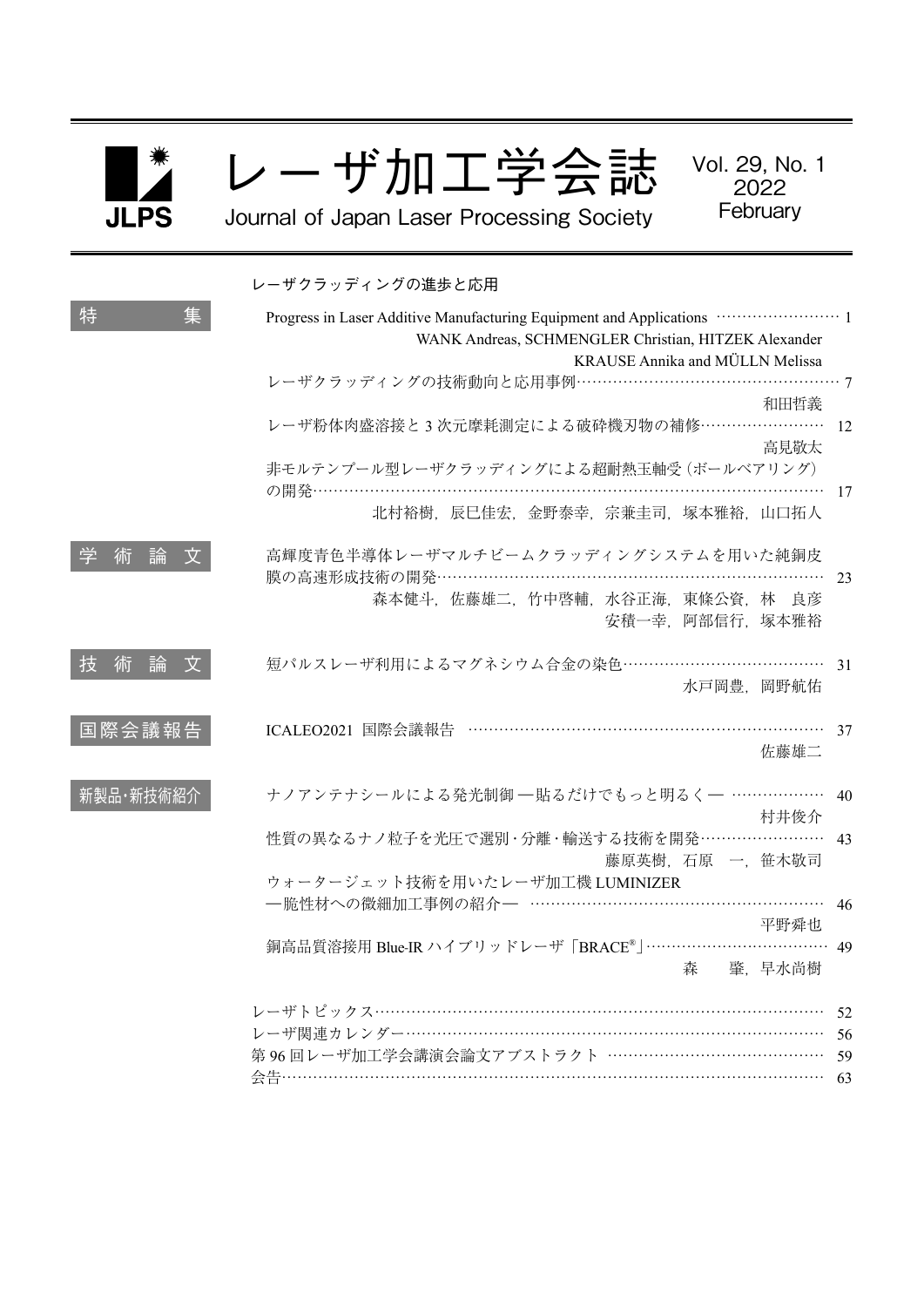# レーザ加工学会誌

Journal of Japan Laser Processing Society

Vol. 29, No. 1 2022 February

## レーザクラッディングの進歩と応用

### 特集

Progress in Laser Additive Manufacturing Equipment and Applications ……………………… 1
WANK Andreas, SCHMENGLER Christian, HITZEK Alexander KRAUSE Annika and MÜLLN Melissa

レーザクラッディングの技術動向と応用事例……………………………………………… 7
和田哲義

レーザ粉体肉盛溶接と 3 次元摩耗測定による破砕機刃物の補修…………………… 12
高見敬太

非モルテンプール型レーザクラッディングによる超耐熱玉軸受（ボールベアリング）の開発………………………………………………………………………………………… 17
北村裕樹，辰巳佳宏，金野泰幸，宗兼圭司，塚本雅裕，山口拓人

### 学術論文

高輝度青色半導体レーザマルチビームクラッディングシステムを用いた純銅皮膜の高速形成技術の開発…………………………………………………………………… 23
森本健斗，佐藤雄二，竹中啓輔，水谷正海，東條公資，林 良彦 安積一幸，阿部信行，塚本雅裕

### 技術論文

短パルスレーザ利用によるマグネシウム合金の染色………………………………… 31
水戸岡豊，岡野航佑

### 国際会議報告

ICALEO2021 国際会議報告 …………………………………………………………… 37
佐藤雄二

### 新製品・新技術紹介

ナノアンテナシールによる発光制御 ―貼るだけでもっと明るく― ……………… 40
村井俊介

性質の異なるナノ粒子を光圧で選別・分離・輸送する技術を開発…………………… 43
藤原英樹，石原 一，笹木敬司

ウォータージェット技術を用いたレーザ加工機 LUMINIZER ―脆性材への微細加工事例の紹介― ………………………………………………… 46
平野舜也

銅高品質溶接用 Blue-IR ハイブリッドレーザ「BRACE®」……………………………… 49
森 肇，早水尚樹

レーザトピックス…………………………………………………………………………… 52
レーザ関連カレンダー……………………………………………………………………… 56
第 96 回レーザ加工学会講演会論文アブストラクト …………………………………… 59
会告…………………………………………………………………………………………… 63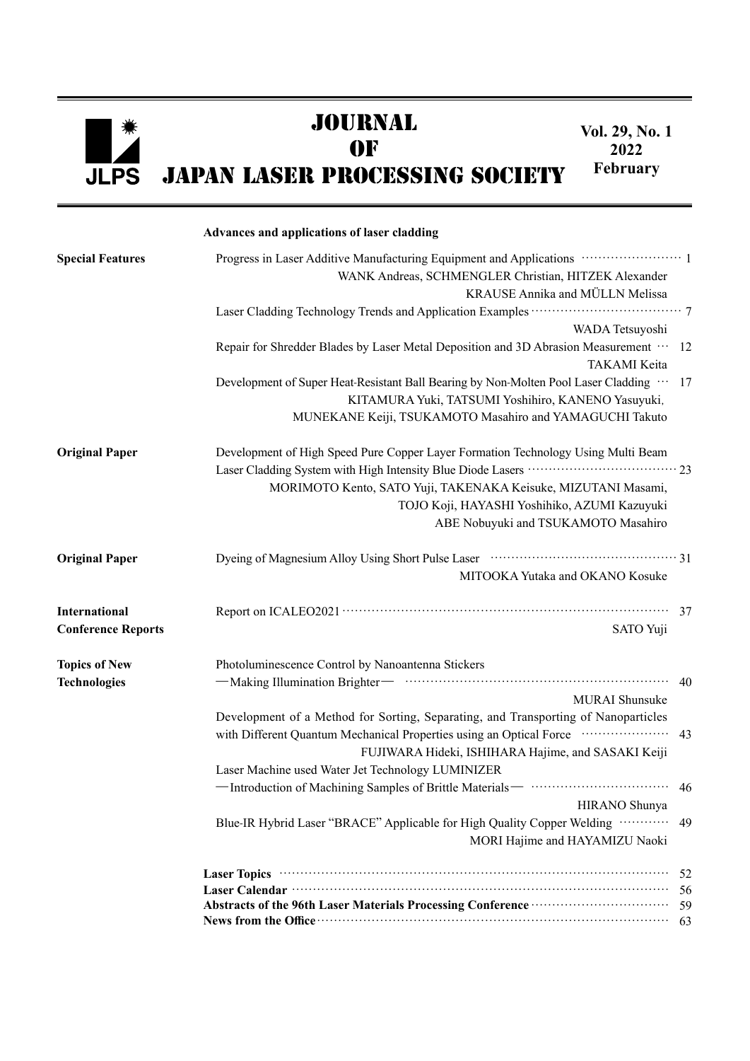# JOURNAL OF JAPAN LASER PROCESSING SOCIETY

JLPS

**Vol. 29, No. 1**
**2022**
**February**

**Advances and applications of laser cladding**

**Special Features**

Progress in Laser Additive Manufacturing Equipment and Applications ········· 1
WANK Andreas, SCHMENGLER Christian, HITZEK Alexander
KRAUSE Annika and MÜLLN Melissa

Laser Cladding Technology Trends and Application Examples ········· 7
WADA Tetsuyoshi

Repair for Shredder Blades by Laser Metal Deposition and 3D Abrasion Measurement ··· 12
TAKAMI Keita

Development of Super Heat-Resistant Ball Bearing by Non-Molten Pool Laser Cladding ··· 17
KITAMURA Yuki, TATSUMI Yoshihiro, KANENO Yasuyuki,
MUNEKANE Keiji, TSUKAMOTO Masahiro and YAMAGUCHI Takuto

**Original Paper**

Development of High Speed Pure Copper Layer Formation Technology Using Multi Beam Laser Cladding System with High Intensity Blue Diode Lasers ········· 23
MORIMOTO Kento, SATO Yuji, TAKENAKA Keisuke, MIZUTANI Masami,
TOJO Koji, HAYASHI Yoshihiko, AZUMI Kazuyuki
ABE Nobuyuki and TSUKAMOTO Masahiro

**Original Paper**

Dyeing of Magnesium Alloy Using Short Pulse Laser ········· 31
MITOOKA Yutaka and OKANO Kosuke

**International Conference Reports**

Report on ICALEO2021 ········· 37
SATO Yuji

**Topics of New Technologies**

Photoluminescence Control by Nanoantenna Stickers
—Making Illumination Brighter— ········· 40
MURAI Shunsuke

Development of a Method for Sorting, Separating, and Transporting of Nanoparticles with Different Quantum Mechanical Properties using an Optical Force ········· 43
FUJIWARA Hideki, ISHIHARA Hajime, and SASAKI Keiji

Laser Machine used Water Jet Technology LUMINIZER
—Introduction of Machining Samples of Brittle Materials— ········· 46
HIRANO Shunya

Blue-IR Hybrid Laser “BRACE” Applicable for High Quality Copper Welding ········· 49
MORI Hajime and HAYAMIZU Naoki

**Laser Topics** ········· 52
**Laser Calendar** ········· 56
**Abstracts of the 96th Laser Materials Processing Conference** ········· 59
**News from the Office** ········· 63